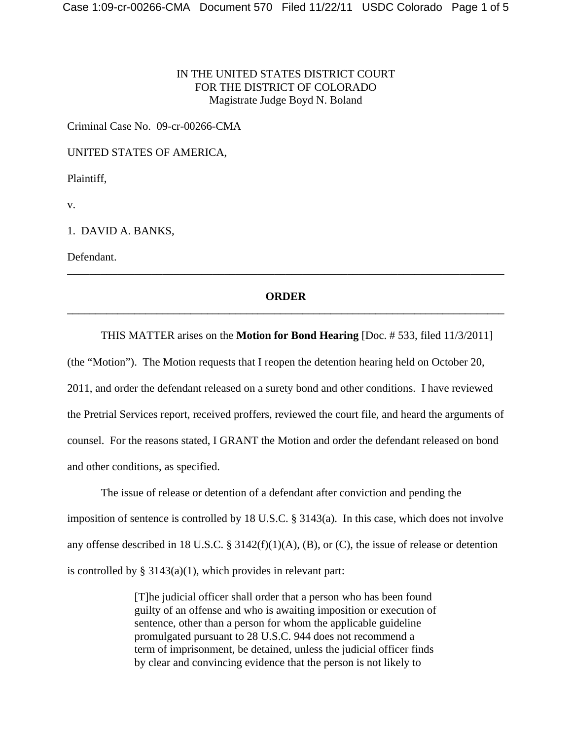IN THE UNITED STATES DISTRICT COURT
FOR THE DISTRICT OF COLORADO
Magistrate Judge Boyd N. Boland

Criminal Case No. 09-cr-00266-CMA

UNITED STATES OF AMERICA,

Plaintiff,

v.

1. DAVID A. BANKS,

Defendant.

---

## ORDER

---

THIS MATTER arises on the **Motion for Bond Hearing** [Doc. # 533, filed 11/3/2011] (the "Motion"). The Motion requests that I reopen the detention hearing held on October 20, 2011, and order the defendant released on a surety bond and other conditions. I have reviewed the Pretrial Services report, received proffers, reviewed the court file, and heard the arguments of counsel. For the reasons stated, I GRANT the Motion and order the defendant released on bond and other conditions, as specified.

The issue of release or detention of a defendant after conviction and pending the imposition of sentence is controlled by 18 U.S.C. § 3143(a). In this case, which does not involve any offense described in 18 U.S.C. § 3142(f)(1)(A), (B), or (C), the issue of release or detention is controlled by § 3143(a)(1), which provides in relevant part:

> [T]he judicial officer shall order that a person who has been found guilty of an offense and who is awaiting imposition or execution of sentence, other than a person for whom the applicable guideline promulgated pursuant to 28 U.S.C. 944 does not recommend a term of imprisonment, be detained, unless the judicial officer finds by clear and convincing evidence that the person is not likely to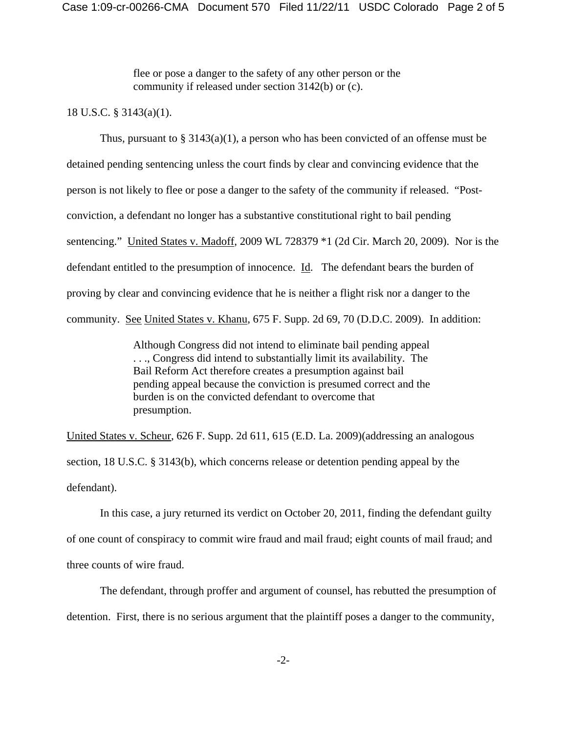> flee or pose a danger to the safety of any other person or the community if released under section 3142(b) or (c).

18 U.S.C. § 3143(a)(1).

Thus, pursuant to § 3143(a)(1), a person who has been convicted of an offense must be detained pending sentencing unless the court finds by clear and convincing evidence that the person is not likely to flee or pose a danger to the safety of the community if released. "Post-conviction, a defendant no longer has a substantive constitutional right to bail pending sentencing." United States v. Madoff, 2009 WL 728379 *1 (2d Cir. March 20, 2009). Nor is the defendant entitled to the presumption of innocence. Id. The defendant bears the burden of proving by clear and convincing evidence that he is neither a flight risk nor a danger to the community. See United States v. Khanu, 675 F. Supp. 2d 69, 70 (D.D.C. 2009). In addition:

> Although Congress did not intend to eliminate bail pending appeal . . ., Congress did intend to substantially limit its availability. The Bail Reform Act therefore creates a presumption against bail pending appeal because the conviction is presumed correct and the burden is on the convicted defendant to overcome that presumption.

United States v. Scheur, 626 F. Supp. 2d 611, 615 (E.D. La. 2009)(addressing an analogous section, 18 U.S.C. § 3143(b), which concerns release or detention pending appeal by the defendant).

In this case, a jury returned its verdict on October 20, 2011, finding the defendant guilty of one count of conspiracy to commit wire fraud and mail fraud; eight counts of mail fraud; and three counts of wire fraud.

The defendant, through proffer and argument of counsel, has rebutted the presumption of detention. First, there is no serious argument that the plaintiff poses a danger to the community,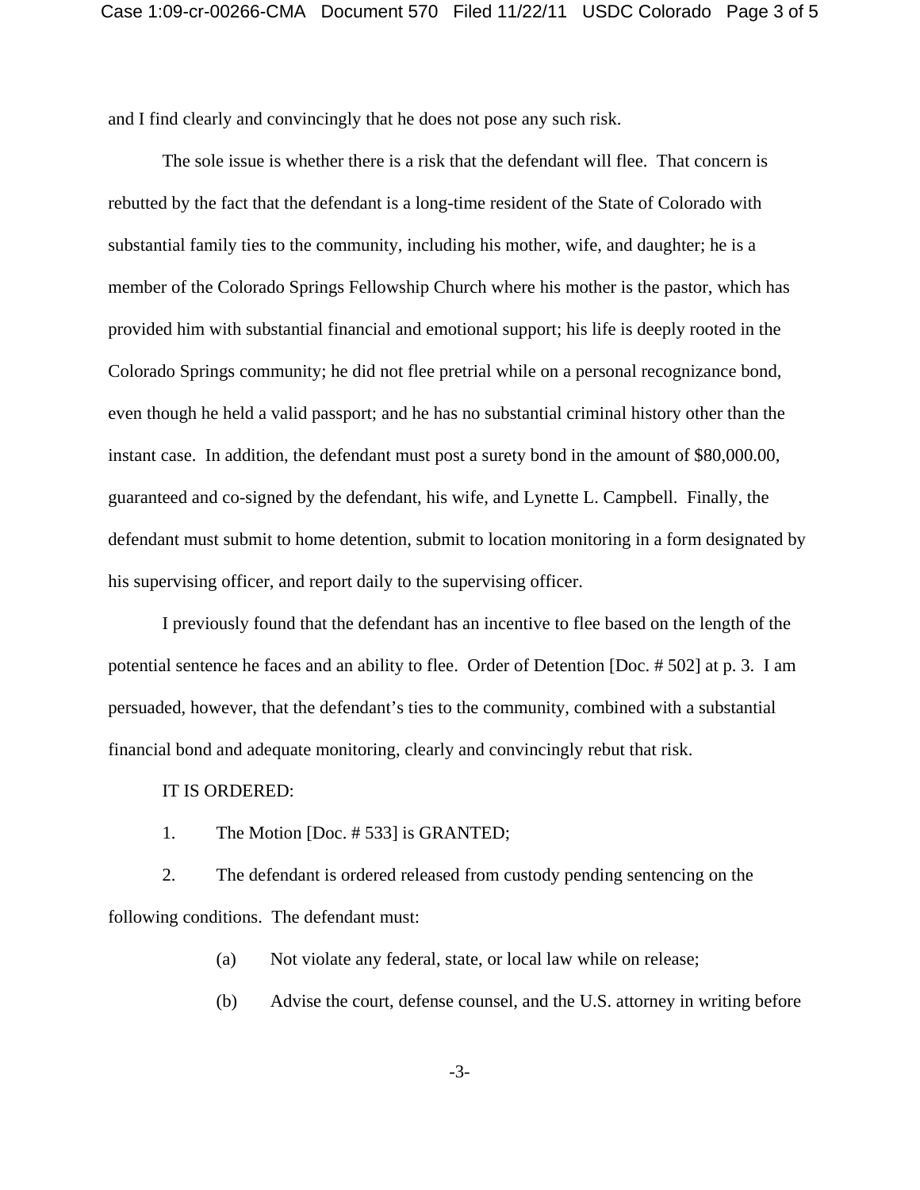and I find clearly and convincingly that he does not pose any such risk.

The sole issue is whether there is a risk that the defendant will flee. That concern is rebutted by the fact that the defendant is a long-time resident of the State of Colorado with substantial family ties to the community, including his mother, wife, and daughter; he is a member of the Colorado Springs Fellowship Church where his mother is the pastor, which has provided him with substantial financial and emotional support; his life is deeply rooted in the Colorado Springs community; he did not flee pretrial while on a personal recognizance bond, even though he held a valid passport; and he has no substantial criminal history other than the instant case. In addition, the defendant must post a surety bond in the amount of $80,000.00, guaranteed and co-signed by the defendant, his wife, and Lynette L. Campbell. Finally, the defendant must submit to home detention, submit to location monitoring in a form designated by his supervising officer, and report daily to the supervising officer.

I previously found that the defendant has an incentive to flee based on the length of the potential sentence he faces and an ability to flee. Order of Detention [Doc. # 502] at p. 3. I am persuaded, however, that the defendant's ties to the community, combined with a substantial financial bond and adequate monitoring, clearly and convincingly rebut that risk.

IT IS ORDERED:

1. The Motion [Doc. # 533] is GRANTED;

2. The defendant is ordered released from custody pending sentencing on the following conditions. The defendant must:

   (a) Not violate any federal, state, or local law while on release;

   (b) Advise the court, defense counsel, and the U.S. attorney in writing before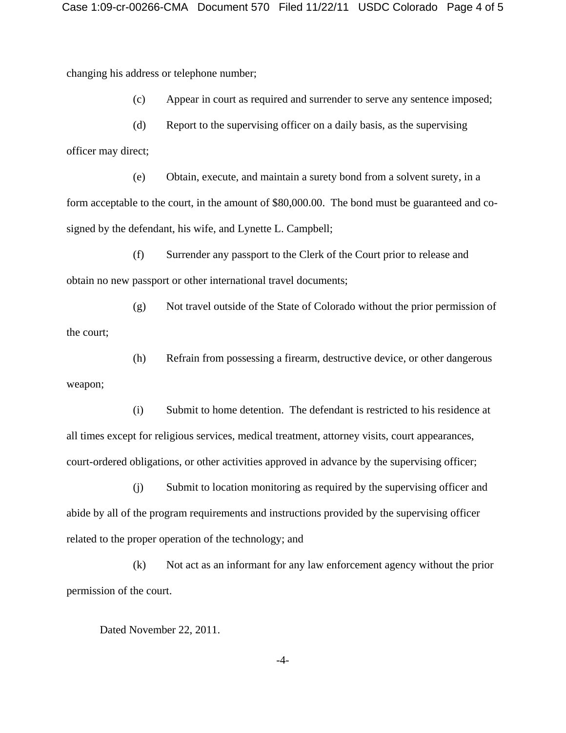changing his address or telephone number;

(c) Appear in court as required and surrender to serve any sentence imposed;

(d) Report to the supervising officer on a daily basis, as the supervising officer may direct;

(e) Obtain, execute, and maintain a surety bond from a solvent surety, in a form acceptable to the court, in the amount of $80,000.00. The bond must be guaranteed and co-signed by the defendant, his wife, and Lynette L. Campbell;

(f) Surrender any passport to the Clerk of the Court prior to release and obtain no new passport or other international travel documents;

(g) Not travel outside of the State of Colorado without the prior permission of the court;

(h) Refrain from possessing a firearm, destructive device, or other dangerous weapon;

(i) Submit to home detention. The defendant is restricted to his residence at all times except for religious services, medical treatment, attorney visits, court appearances, court-ordered obligations, or other activities approved in advance by the supervising officer;

(j) Submit to location monitoring as required by the supervising officer and abide by all of the program requirements and instructions provided by the supervising officer related to the proper operation of the technology; and

(k) Not act as an informant for any law enforcement agency without the prior permission of the court.

Dated November 22, 2011.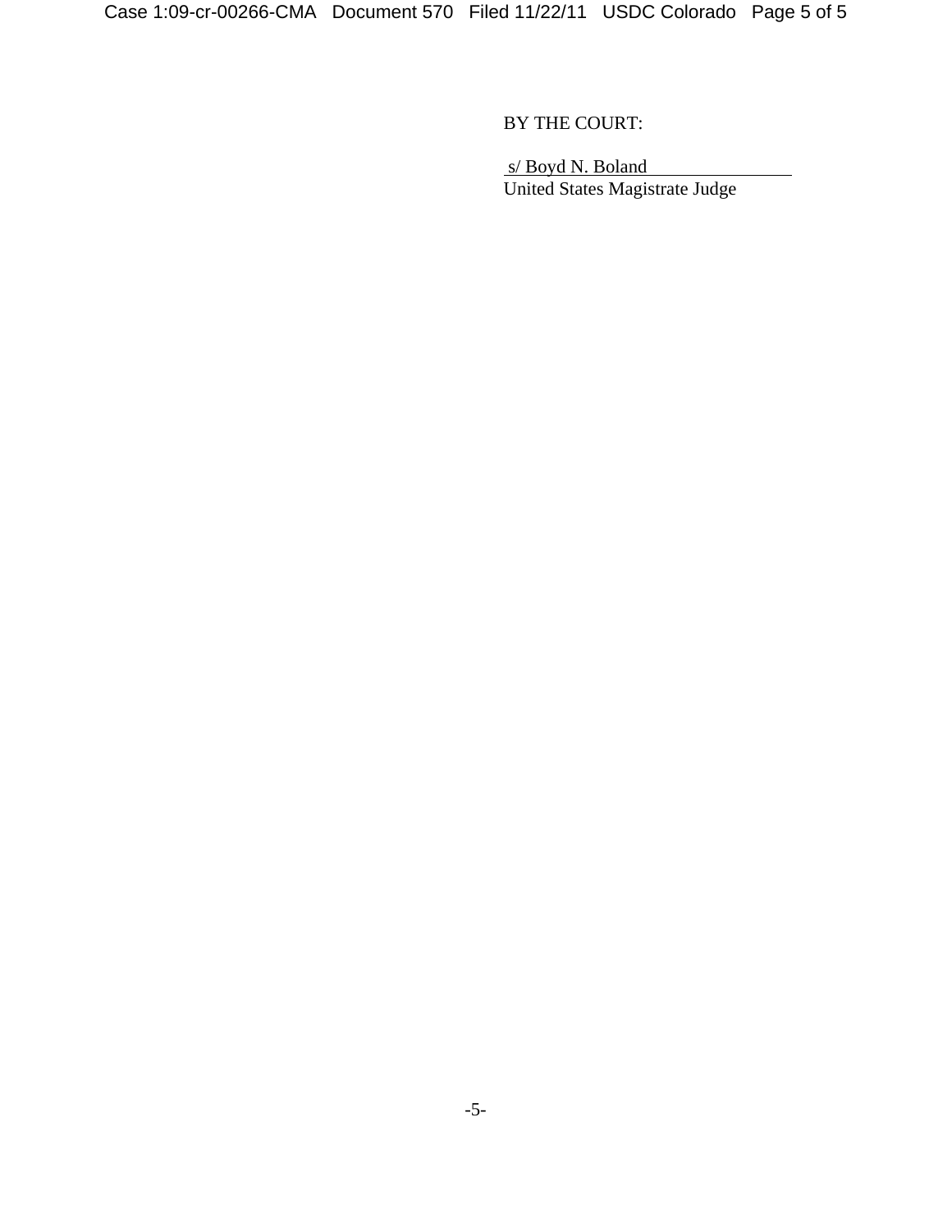BY THE COURT:

s/ Boyd N. Boland

United States Magistrate Judge